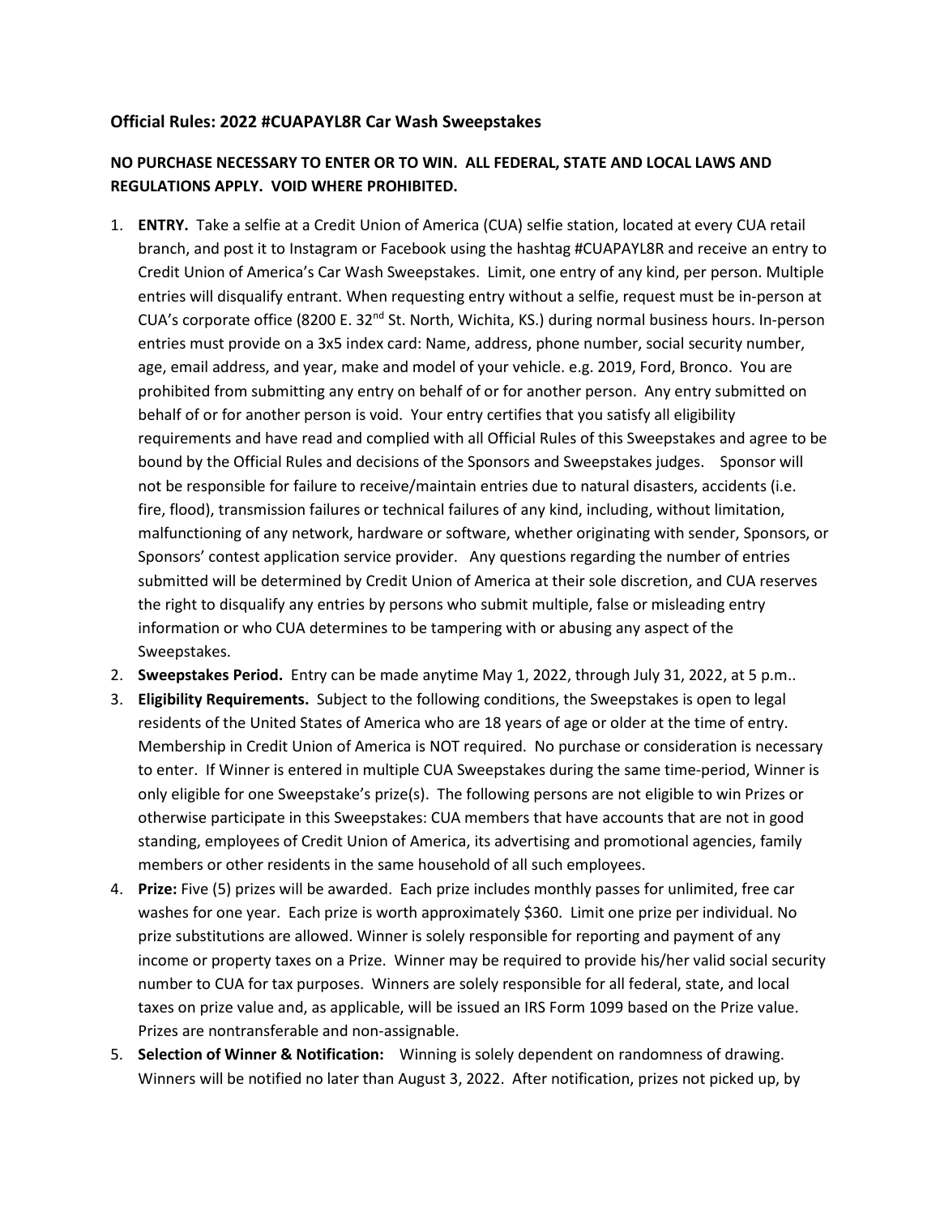### Official Rules: 2022 #CUAPAYL8R Car Wash Sweepstakes

**NO PURCHASE NECESSARY TO ENTER OR TO WIN. ALL FEDERAL, STATE AND LOCAL LAWS AND REGULATIONS APPLY. VOID WHERE PROHIBITED.**

1. **ENTRY.** Take a selfie at a Credit Union of America (CUA) selfie station, located at every CUA retail branch, and post it to Instagram or Facebook using the hashtag #CUAPAYL8R and receive an entry to Credit Union of America's Car Wash Sweepstakes. Limit, one entry of any kind, per person. Multiple entries will disqualify entrant. When requesting entry without a selfie, request must be in-person at CUA's corporate office (8200 E. 32nd St. North, Wichita, KS.) during normal business hours. In-person entries must provide on a 3x5 index card: Name, address, phone number, social security number, age, email address, and year, make and model of your vehicle. e.g. 2019, Ford, Bronco. You are prohibited from submitting any entry on behalf of or for another person. Any entry submitted on behalf of or for another person is void. Your entry certifies that you satisfy all eligibility requirements and have read and complied with all Official Rules of this Sweepstakes and agree to be bound by the Official Rules and decisions of the Sponsors and Sweepstakes judges. Sponsor will not be responsible for failure to receive/maintain entries due to natural disasters, accidents (i.e. fire, flood), transmission failures or technical failures of any kind, including, without limitation, malfunctioning of any network, hardware or software, whether originating with sender, Sponsors, or Sponsors' contest application service provider. Any questions regarding the number of entries submitted will be determined by Credit Union of America at their sole discretion, and CUA reserves the right to disqualify any entries by persons who submit multiple, false or misleading entry information or who CUA determines to be tampering with or abusing any aspect of the Sweepstakes.
2. **Sweepstakes Period.** Entry can be made anytime May 1, 2022, through July 31, 2022, at 5 p.m..
3. **Eligibility Requirements.** Subject to the following conditions, the Sweepstakes is open to legal residents of the United States of America who are 18 years of age or older at the time of entry. Membership in Credit Union of America is NOT required. No purchase or consideration is necessary to enter. If Winner is entered in multiple CUA Sweepstakes during the same time-period, Winner is only eligible for one Sweepstake's prize(s). The following persons are not eligible to win Prizes or otherwise participate in this Sweepstakes: CUA members that have accounts that are not in good standing, employees of Credit Union of America, its advertising and promotional agencies, family members or other residents in the same household of all such employees.
4. **Prize:** Five (5) prizes will be awarded. Each prize includes monthly passes for unlimited, free car washes for one year. Each prize is worth approximately $360. Limit one prize per individual. No prize substitutions are allowed. Winner is solely responsible for reporting and payment of any income or property taxes on a Prize. Winner may be required to provide his/her valid social security number to CUA for tax purposes. Winners are solely responsible for all federal, state, and local taxes on prize value and, as applicable, will be issued an IRS Form 1099 based on the Prize value. Prizes are nontransferable and non-assignable.
5. **Selection of Winner & Notification:** Winning is solely dependent on randomness of drawing. Winners will be notified no later than August 3, 2022. After notification, prizes not picked up, by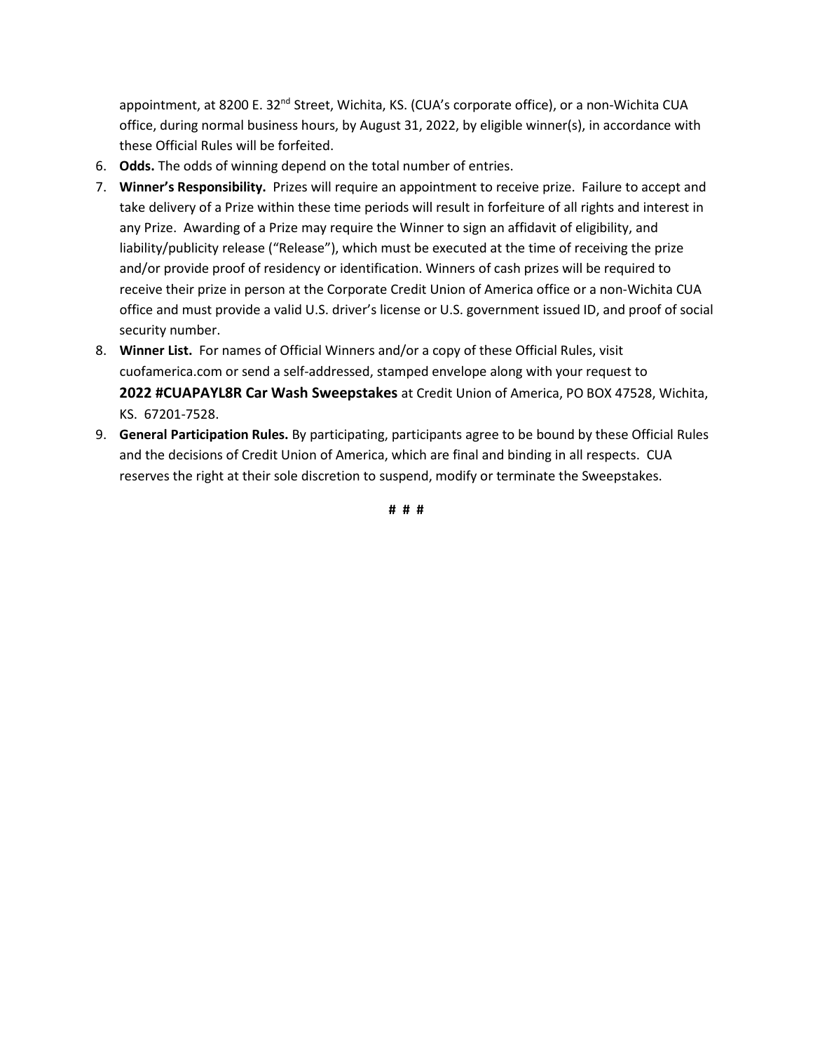appointment, at 8200 E. 32nd Street, Wichita, KS. (CUA's corporate office), or a non-Wichita CUA office, during normal business hours, by August 31, 2022, by eligible winner(s), in accordance with these Official Rules will be forfeited.

6. **Odds.** The odds of winning depend on the total number of entries.
7. **Winner's Responsibility.** Prizes will require an appointment to receive prize. Failure to accept and take delivery of a Prize within these time periods will result in forfeiture of all rights and interest in any Prize. Awarding of a Prize may require the Winner to sign an affidavit of eligibility, and liability/publicity release ("Release"), which must be executed at the time of receiving the prize and/or provide proof of residency or identification. Winners of cash prizes will be required to receive their prize in person at the Corporate Credit Union of America office or a non-Wichita CUA office and must provide a valid U.S. driver's license or U.S. government issued ID, and proof of social security number.
8. **Winner List.** For names of Official Winners and/or a copy of these Official Rules, visit cuofamerica.com or send a self-addressed, stamped envelope along with your request to **2022 #CUAPAYL8R Car Wash Sweepstakes** at Credit Union of America, PO BOX 47528, Wichita, KS. 67201-7528.
9. **General Participation Rules.** By participating, participants agree to be bound by these Official Rules and the decisions of Credit Union of America, which are final and binding in all respects. CUA reserves the right at their sole discretion to suspend, modify or terminate the Sweepstakes.

# # #